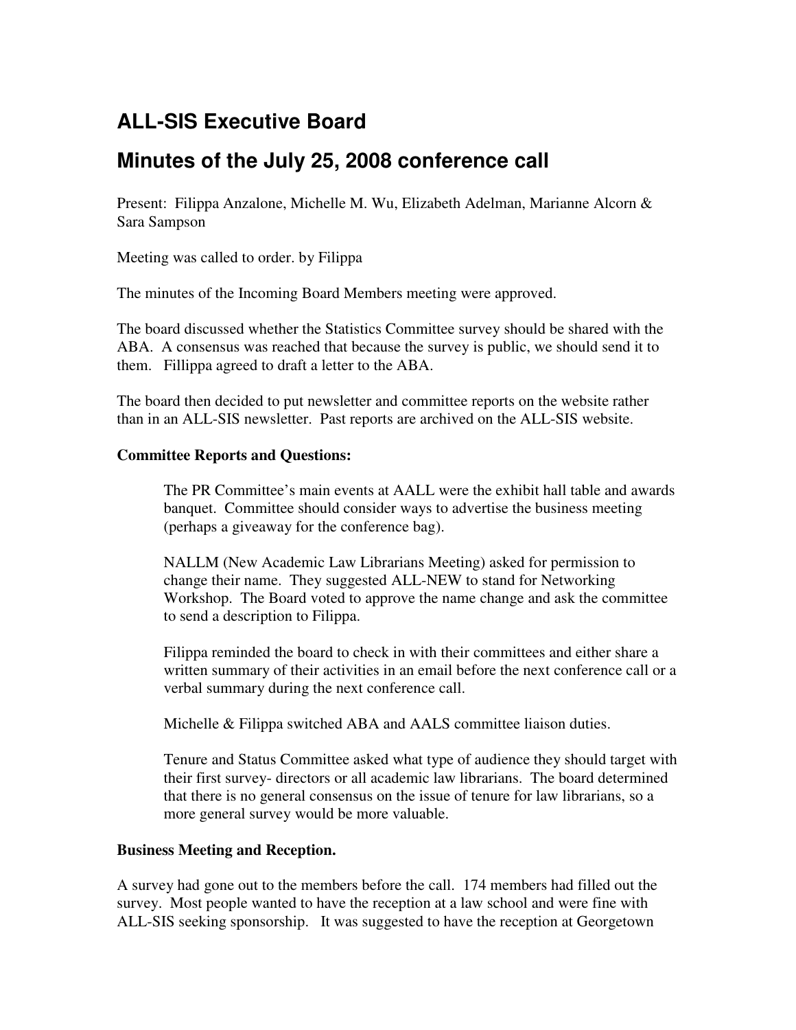# ALL-SIS Executive Board

# Minutes of the July 25, 2008 conference call

Present: Filippa Anzalone, Michelle M. Wu, Elizabeth Adelman, Marianne Alcorn & Sara Sampson

Meeting was called to order. by Filippa

The minutes of the Incoming Board Members meeting were approved.

The board discussed whether the Statistics Committee survey should be shared with the ABA. A consensus was reached that because the survey is public, we should send it to them. Fillippa agreed to draft a letter to the ABA.

The board then decided to put newsletter and committee reports on the website rather than in an ALL-SIS newsletter. Past reports are archived on the ALL-SIS website.

**Committee Reports and Questions:**

> The PR Committee's main events at AALL were the exhibit hall table and awards banquet. Committee should consider ways to advertise the business meeting (perhaps a giveaway for the conference bag).
>
> NALLM (New Academic Law Librarians Meeting) asked for permission to change their name. They suggested ALL-NEW to stand for Networking Workshop. The Board voted to approve the name change and ask the committee to send a description to Filippa.
>
> Filippa reminded the board to check in with their committees and either share a written summary of their activities in an email before the next conference call or a verbal summary during the next conference call.
>
> Michelle & Filippa switched ABA and AALS committee liaison duties.
>
> Tenure and Status Committee asked what type of audience they should target with their first survey- directors or all academic law librarians. The board determined that there is no general consensus on the issue of tenure for law librarians, so a more general survey would be more valuable.

**Business Meeting and Reception.**

A survey had gone out to the members before the call. 174 members had filled out the survey. Most people wanted to have the reception at a law school and were fine with ALL-SIS seeking sponsorship. It was suggested to have the reception at Georgetown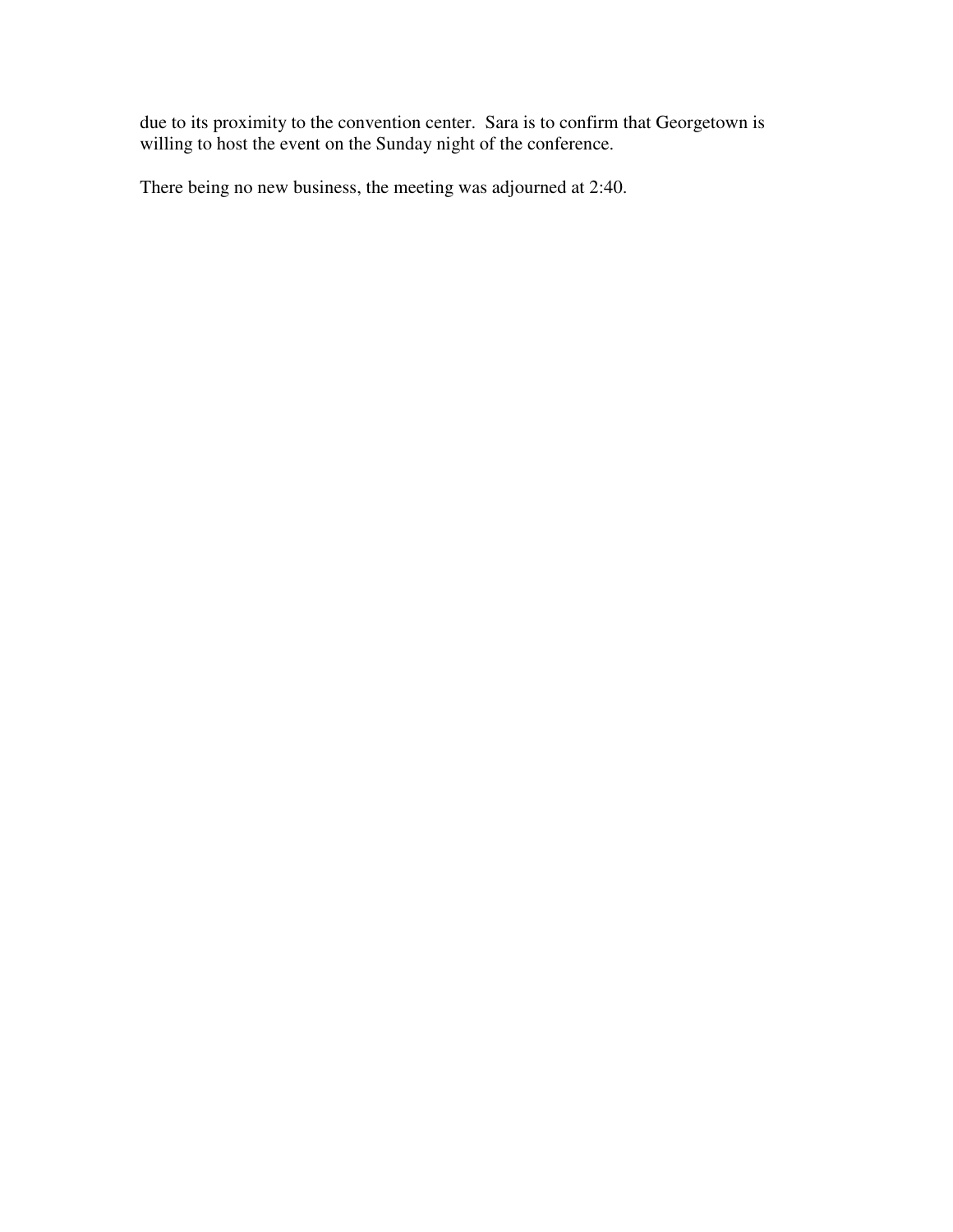due to its proximity to the convention center.  Sara is to confirm that Georgetown is willing to host the event on the Sunday night of the conference.

There being no new business, the meeting was adjourned at 2:40.